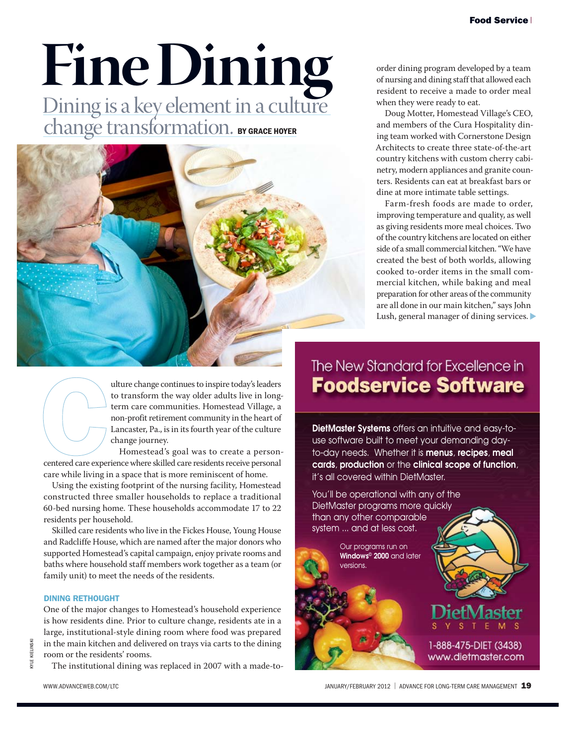# Fine Dining

## Dining is a key element in a culture change transformation.

**BY GRACE HOYER**

Culture change continues to inspire today's leaders to transform the way older adults live in long-term care communities. Homestead Village, a non-profit retirement community in the heart of Lancaster, Pa., is in its fourth year of the culture change journey.

Homestead's goal was to create a person-centered care experience where skilled care residents receive personal care while living in a space that is more reminiscent of home.

Using the existing footprint of the nursing facility, Homestead constructed three smaller households to replace a traditional 60-bed nursing home. These households accommodate 17 to 22 residents per household.

Skilled care residents who live in the Fickes House, Young House and Radcliffe House, which are named after the major donors who supported Homestead's capital campaign, enjoy private rooms and baths where household staff members work together as a team (or family unit) to meet the needs of the residents.

### DINING RETHOUGHT

One of the major changes to Homestead's household experience is how residents dine. Prior to culture change, residents ate in a large, institutional-style dining room where food was prepared in the main kitchen and delivered on trays via carts to the dining room or the residents' rooms.

The institutional dining was replaced in 2007 with a made-to-order dining program developed by a team of nursing and dining staff that allowed each resident to receive a made to order meal when they were ready to eat.

Doug Motter, Homestead Village's CEO, and members of the Cura Hospitality dining team worked with Cornerstone Design Architects to create three state-of-the-art country kitchens with custom cherry cabinetry, modern appliances and granite counters. Residents can eat at breakfast bars or dine at more intimate table settings.

Farm-fresh foods are made to order, improving temperature and quality, as well as giving residents more meal choices. Two of the country kitchens are located on either side of a small commercial kitchen. "We have created the best of both worlds, allowing cooked to-order items in the small commercial kitchen, while baking and meal preparation for other areas of the community are all done in our main kitchen," says John Lush, general manager of dining services. ▶

---

The New Standard for Excellence in **Foodservice Software**

**DietMaster Systems** offers an intuitive and easy-to-use software built to meet your demanding day-to-day needs. Whether it is **menus**, **recipes**, **meal cards**, **production** or the **clinical scope of function**, it's all covered within DietMaster.

You'll be operational with any of the DietMaster programs more quickly than any other comparable system ... and at less cost.

Our programs run on **Windows® 2000** and later versions.

DietMaster SYSTEMS

1-888-475-DIET (3438)
www.dietmaster.com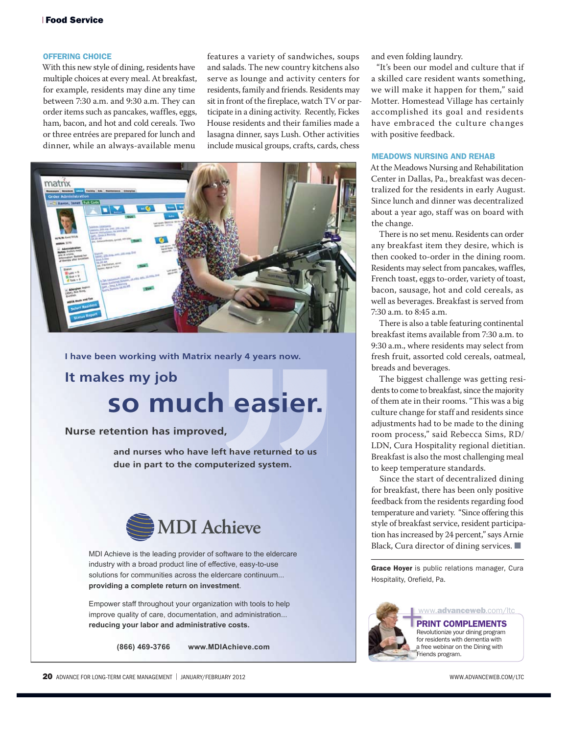### OFFERING CHOICE

With this new style of dining, residents have multiple choices at every meal. At breakfast, for example, residents may dine any time between 7:30 a.m. and 9:30 a.m. They can order items such as pancakes, waffles, eggs, ham, bacon, and hot and cold cereals. Two or three entrées are prepared for lunch and dinner, while an always-available menu features a variety of sandwiches, soups and salads. The new country kitchens also serve as lounge and activity centers for residents, family and friends. Residents may sit in front of the fireplace, watch TV or participate in a dining activity. Recently, Fickes House residents and their families made a lasagna dinner, says Lush. Other activities include musical groups, crafts, cards, chess and even folding laundry.

"It's been our model and culture that if a skilled care resident wants something, we will make it happen for them," said Motter. Homestead Village has certainly accomplished its goal and residents have embraced the culture changes with positive feedback.

### MEADOWS NURSING AND REHAB

At the Meadows Nursing and Rehabilitation Center in Dallas, Pa., breakfast was decentralized for the residents in early August. Since lunch and dinner was decentralized about a year ago, staff was on board with the change.

There is no set menu. Residents can order any breakfast item they desire, which is then cooked to-order in the dining room. Residents may select from pancakes, waffles, French toast, eggs to-order, variety of toast, bacon, sausage, hot and cold cereals, as well as beverages. Breakfast is served from 7:30 a.m. to 8:45 a.m.

There is also a table featuring continental breakfast items available from 7:30 a.m. to 9:30 a.m., where residents may select from fresh fruit, assorted cold cereals, oatmeal, breads and beverages.

The biggest challenge was getting residents to come to breakfast, since the majority of them ate in their rooms. "This was a big culture change for staff and residents since adjustments had to be made to the dining room process," said Rebecca Sims, RD/LDN, Cura Hospitality regional dietitian. Breakfast is also the most challenging meal to keep temperature standards.

Since the start of decentralized dining for breakfast, there has been only positive feedback from the residents regarding food temperature and variety. "Since offering this style of breakfast service, resident participation has increased by 24 percent," says Arnie Black, Cura director of dining services. ■

---

**Grace Hoyer** is public relations manager, Cura Hospitality, Orefield, Pa.

www.advanceweb.com/ltc

**PRINT COMPLEMENTS**

Revolutionize your dining program for residents with dementia with a free webinar on the Dining with Friends program.

---

I have been working with Matrix nearly 4 years now.

It makes my job **so much easier.**

Nurse retention has improved, and nurses who have left have returned to us due in part to the computerized system.

**MDI Achieve**

MDI Achieve is the leading provider of software to the eldercare industry with a broad product line of effective, easy-to-use solutions for communities across the eldercare continuum... **providing a complete return on investment**.

Empower staff throughout your organization with tools to help improve quality of care, documentation, and administration... **reducing your labor and administrative costs.**

**(866) 469-3766** **www.MDIAchieve.com**